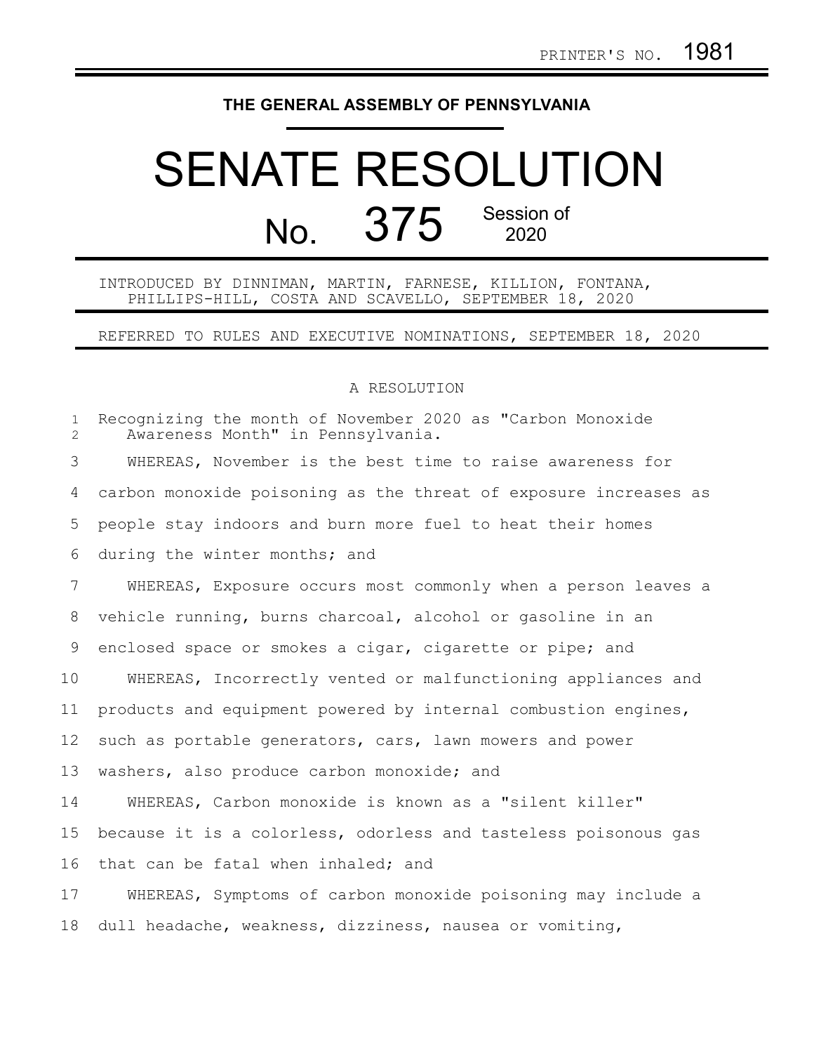PRINTER'S NO. 1981

THE GENERAL ASSEMBLY OF PENNSYLVANIA

# SENATE RESOLUTION

## No. 375 Session of 2020

INTRODUCED BY DINNIMAN, MARTIN, FARNESE, KILLION, FONTANA, PHILLIPS-HILL, COSTA AND SCAVELLO, SEPTEMBER 18, 2020

REFERRED TO RULES AND EXECUTIVE NOMINATIONS, SEPTEMBER 18, 2020

A RESOLUTION

Recognizing the month of November 2020 as "Carbon Monoxide Awareness Month" in Pennsylvania.

WHEREAS, November is the best time to raise awareness for carbon monoxide poisoning as the threat of exposure increases as people stay indoors and burn more fuel to heat their homes during the winter months; and

WHEREAS, Exposure occurs most commonly when a person leaves a vehicle running, burns charcoal, alcohol or gasoline in an enclosed space or smokes a cigar, cigarette or pipe; and

WHEREAS, Incorrectly vented or malfunctioning appliances and products and equipment powered by internal combustion engines, such as portable generators, cars, lawn mowers and power washers, also produce carbon monoxide; and

WHEREAS, Carbon monoxide is known as a "silent killer" because it is a colorless, odorless and tasteless poisonous gas that can be fatal when inhaled; and

WHEREAS, Symptoms of carbon monoxide poisoning may include a dull headache, weakness, dizziness, nausea or vomiting,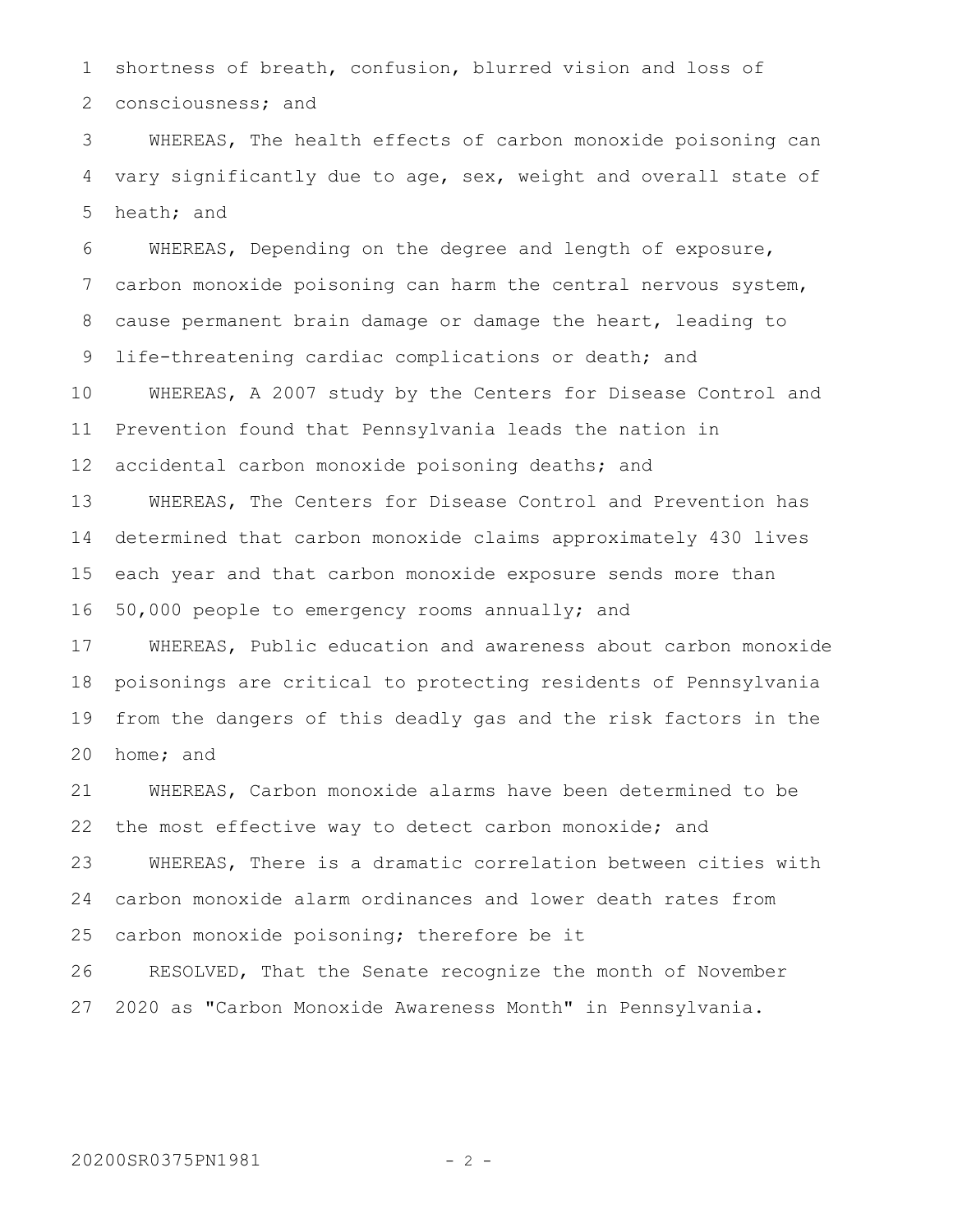shortness of breath, confusion, blurred vision and loss of consciousness; and

WHEREAS, The health effects of carbon monoxide poisoning can vary significantly due to age, sex, weight and overall state of heath; and

WHEREAS, Depending on the degree and length of exposure, carbon monoxide poisoning can harm the central nervous system, cause permanent brain damage or damage the heart, leading to life-threatening cardiac complications or death; and

WHEREAS, A 2007 study by the Centers for Disease Control and Prevention found that Pennsylvania leads the nation in accidental carbon monoxide poisoning deaths; and

WHEREAS, The Centers for Disease Control and Prevention has determined that carbon monoxide claims approximately 430 lives each year and that carbon monoxide exposure sends more than 50,000 people to emergency rooms annually; and

WHEREAS, Public education and awareness about carbon monoxide poisonings are critical to protecting residents of Pennsylvania from the dangers of this deadly gas and the risk factors in the home; and

WHEREAS, Carbon monoxide alarms have been determined to be the most effective way to detect carbon monoxide; and

WHEREAS, There is a dramatic correlation between cities with carbon monoxide alarm ordinances and lower death rates from carbon monoxide poisoning; therefore be it

RESOLVED, That the Senate recognize the month of November 2020 as "Carbon Monoxide Awareness Month" in Pennsylvania.